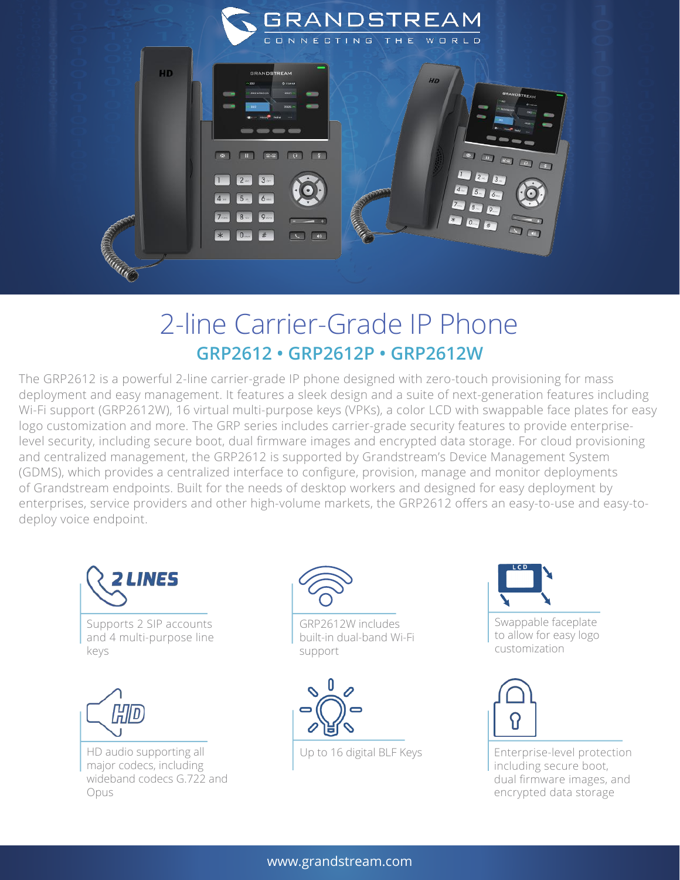# 2-line Carrier-Grade IP Phone

## GRP2612 • GRP2612P • GRP2612W

The GRP2612 is a powerful 2-line carrier-grade IP phone designed with zero-touch provisioning for mass deployment and easy management. It features a sleek design and a suite of next-generation features including Wi-Fi support (GRP2612W), 16 virtual multi-purpose keys (VPKs), a color LCD with swappable face plates for easy logo customization and more. The GRP series includes carrier-grade security features to provide enterprise-level security, including secure boot, dual firmware images and encrypted data storage. For cloud provisioning and centralized management, the GRP2612 is supported by Grandstream's Device Management System (GDMS), which provides a centralized interface to configure, provision, manage and monitor deployments of Grandstream endpoints. Built for the needs of desktop workers and designed for easy deployment by enterprises, service providers and other high-volume markets, the GRP2612 offers an easy-to-use and easy-to-deploy voice endpoint.

**2 LINES**

Supports 2 SIP accounts and 4 multi-purpose line keys

GRP2612W includes built-in dual-band Wi-Fi support

Swappable faceplate to allow for easy logo customization

HD audio supporting all major codecs, including wideband codecs G.722 and Opus

Up to 16 digital BLF Keys

Enterprise-level protection including secure boot, dual firmware images, and encrypted data storage

www.grandstream.com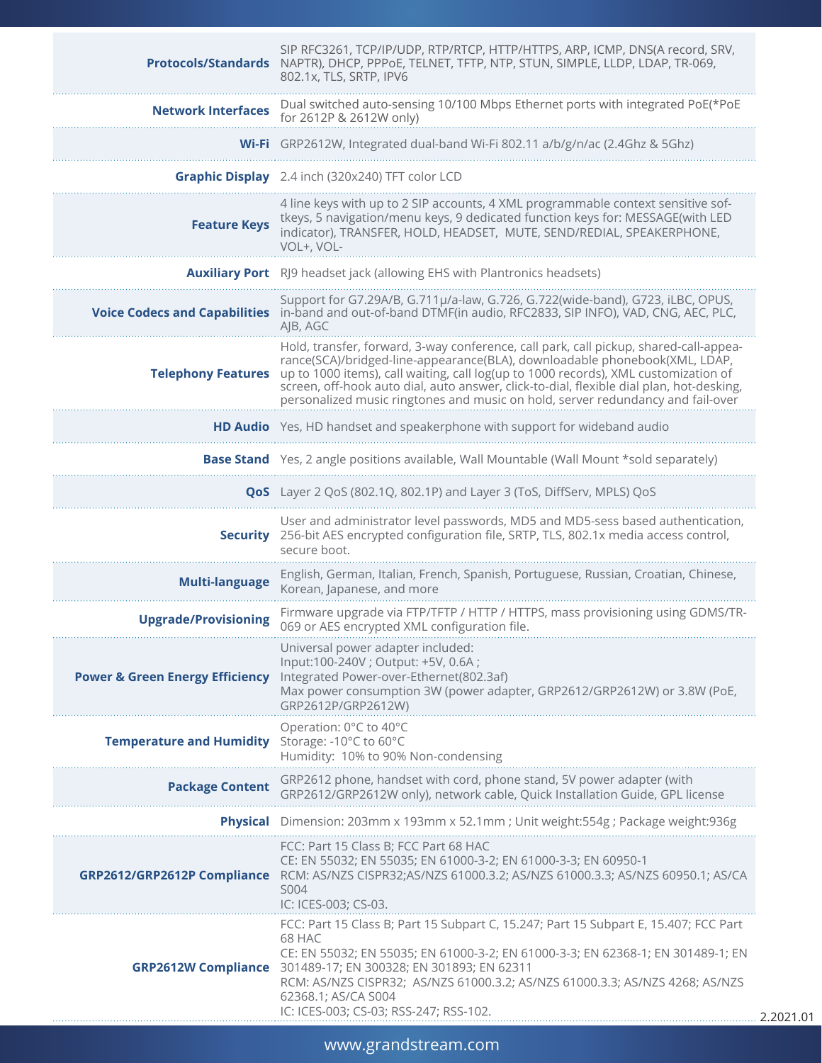| | |
|---|---|
| **Protocols/Standards** | SIP RFC3261, TCP/IP/UDP, RTP/RTCP, HTTP/HTTPS, ARP, ICMP, DNS(A record, SRV, NAPTR), DHCP, PPPoE, TELNET, TFTP, NTP, STUN, SIMPLE, LLDP, LDAP, TR-069, 802.1x, TLS, SRTP, IPV6 |
| **Network Interfaces** | Dual switched auto-sensing 10/100 Mbps Ethernet ports with integrated PoE(*PoE for 2612P & 2612W only) |
| **Wi-Fi** | GRP2612W, Integrated dual-band Wi-Fi 802.11 a/b/g/n/ac (2.4Ghz & 5Ghz) |
| **Graphic Display** | 2.4 inch (320x240) TFT color LCD |
| **Feature Keys** | 4 line keys with up to 2 SIP accounts, 4 XML programmable context sensitive softkeys, 5 navigation/menu keys, 9 dedicated function keys for: MESSAGE(with LED indicator), TRANSFER, HOLD, HEADSET, MUTE, SEND/REDIAL, SPEAKERPHONE, VOL+, VOL- |
| **Auxiliary Port** | RJ9 headset jack (allowing EHS with Plantronics headsets) |
| **Voice Codecs and Capabilities** | Support for G7.29A/B, G.711µ/a-law, G.726, G.722(wide-band), G723, iLBC, OPUS, in-band and out-of-band DTMF(in audio, RFC2833, SIP INFO), VAD, CNG, AEC, PLC, AJB, AGC |
| **Telephony Features** | Hold, transfer, forward, 3-way conference, call park, call pickup, shared-call-appearance(SCA)/bridged-line-appearance(BLA), downloadable phonebook(XML, LDAP, up to 1000 items), call waiting, call log(up to 1000 records), XML customization of screen, off-hook auto dial, auto answer, click-to-dial, flexible dial plan, hot-desking, personalized music ringtones and music on hold, server redundancy and fail-over |
| **HD Audio** | Yes, HD handset and speakerphone with support for wideband audio |
| **Base Stand** | Yes, 2 angle positions available, Wall Mountable (Wall Mount *sold separately) |
| **QoS** | Layer 2 QoS (802.1Q, 802.1P) and Layer 3 (ToS, DiffServ, MPLS) QoS |
| **Security** | User and administrator level passwords, MD5 and MD5-sess based authentication, 256-bit AES encrypted configuration file, SRTP, TLS, 802.1x media access control, secure boot. |
| **Multi-language** | English, German, Italian, French, Spanish, Portuguese, Russian, Croatian, Chinese, Korean, Japanese, and more |
| **Upgrade/Provisioning** | Firmware upgrade via FTP/TFTP / HTTP / HTTPS, mass provisioning using GDMS/TR-069 or AES encrypted XML configuration file. |
| **Power & Green Energy Efficiency** | Universal power adapter included:<br>Input:100-240V ; Output: +5V, 0.6A ;<br>Integrated Power-over-Ethernet(802.3af)<br>Max power consumption 3W (power adapter, GRP2612/GRP2612W) or 3.8W (PoE, GRP2612P/GRP2612W) |
| **Temperature and Humidity** | Operation: 0°C to 40°C<br>Storage: -10°C to 60°C<br>Humidity: 10% to 90% Non-condensing |
| **Package Content** | GRP2612 phone, handset with cord, phone stand, 5V power adapter (with GRP2612/GRP2612W only), network cable, Quick Installation Guide, GPL license |
| **Physical** | Dimension: 203mm x 193mm x 52.1mm ; Unit weight:554g ; Package weight:936g |
| **GRP2612/GRP2612P Compliance** | FCC: Part 15 Class B; FCC Part 68 HAC<br>CE: EN 55032; EN 55035; EN 61000-3-2; EN 61000-3-3; EN 60950-1<br>RCM: AS/NZS CISPR32;AS/NZS 61000.3.2; AS/NZS 61000.3.3; AS/NZS 60950.1; AS/CA S004<br>IC: ICES-003; CS-03. |
| **GRP2612W Compliance** | FCC: Part 15 Class B; Part 15 Subpart C, 15.247; Part 15 Subpart E, 15.407; FCC Part 68 HAC<br>CE: EN 55032; EN 55035; EN 61000-3-2; EN 61000-3-3; EN 62368-1; EN 301489-1; EN 301489-17; EN 300328; EN 301893; EN 62311<br>RCM: AS/NZS CISPR32; AS/NZS 61000.3.2; AS/NZS 61000.3.3; AS/NZS 4268; AS/NZS 62368.1; AS/CA S004<br>IC: ICES-003; CS-03; RSS-247; RSS-102. |

2.2021.01

www.grandstream.com